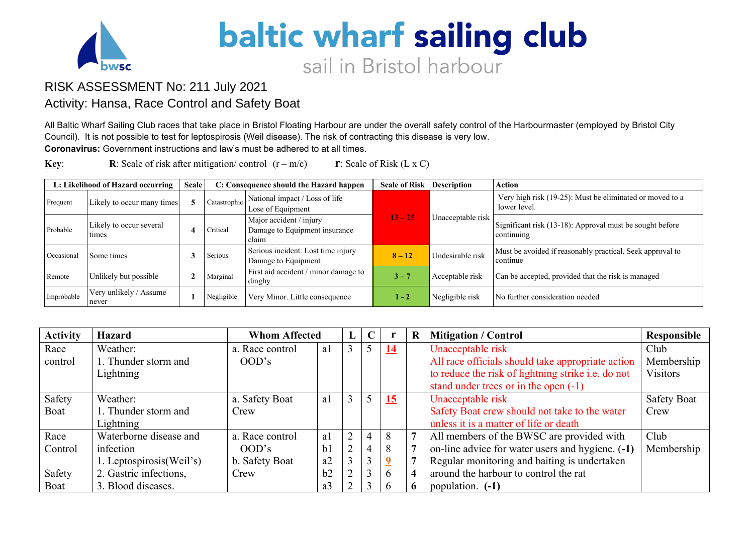# baltic wharf sailing club

sail in Bristol harbour

## RISK ASSESSMENT No: 211 July 2021

## Activity: Hansa, Race Control and Safety Boat

All Baltic Wharf Sailing Club races that take place in Bristol Floating Harbour are under the overall safety control of the Harbourmaster (employed by Bristol City Council). It is not possible to test for leptospirosis (Weil disease). The risk of contracting this disease is very low.

**Coronavirus:** Government instructions and law's must be adhered to at all times.

**Key**: **R**: Scale of risk after mitigation/ control (r – m/c) **r**: Scale of Risk (L x C)

| L: Likelihood of Hazard occurring | | Scale | C: Consequence should the Hazard happen | | Scale of Risk | Description | Action |
|---|---|---|---|---|---|---|---|
| Frequent | Likely to occur many times | 5 | Catastrophic | National impact / Loss of life<br>Lose of Equipment | 13 – 25 | Unacceptable risk | Very high risk (19-25): Must be eliminated or moved to a lower level. |
| Probable | Likely to occur several times | 4 | Critical | Major accident / injury<br>Damage to Equipment insurance claim | | | Significant risk (13-18): Approval must be sought before continuing |
| Occasional | Some times | 3 | Serious | Serious incident. Lost time injury<br>Damage to Equipment | 8 – 12 | Undesirable risk | Must be avoided if reasonably practical. Seek approval to continue |
| Remote | Unlikely but possible | 2 | Marginal | First aid accident / minor damage to dinghy | 3 – 7 | Acceptable risk | Can be accepted, provided that the risk is managed |
| Improbable | Very unlikely / Assume never | 1 | Negligible | Very Minor. Little consequence | 1 - 2 | Negligible risk | No further consideration needed |

| Activity | Hazard | Whom Affected | | L | C | r | R | Mitigation / Control | Responsible |
|---|---|---|---|---|---|---|---|---|---|
| Race control | Weather:<br>1. Thunder storm and Lightning | a. Race control OOD's | a1 | 3 | 5 | **14** | | Unacceptable risk<br>All race officials should take appropriate action to reduce the risk of lightning strike i.e. do not stand under trees or in the open (-1) | Club Membership Visitors |
| Safety Boat | Weather:<br>1. Thunder storm and Lightning | a. Safety Boat Crew | a1 | 3 | 5 | **15** | | Unacceptable risk<br>Safety Boat crew should not take to the water unless it is a matter of life or death | Safety Boat Crew |
| Race Control<br><br>Safety Boat | Waterborne disease and infection<br>1. Leptospirosis(Weil's)<br>2. Gastric infections,<br>3. Blood diseases. | a. Race control OOD's<br>b. Safety Boat Crew | a1<br>b1<br>a2<br>b2<br>a3 | 2<br>2<br>3<br>2<br>2 | 4<br>4<br>3<br>3<br>3 | 8<br>8<br>**9**<br>6<br>6 | 7<br>7<br>7<br>4<br>6 | All members of the BWSC are provided with on-line advice for water users and hygiene. **(-1)** Regular monitoring and baiting is undertaken around the harbour to control the rat population. **(-1)** | Club Membership |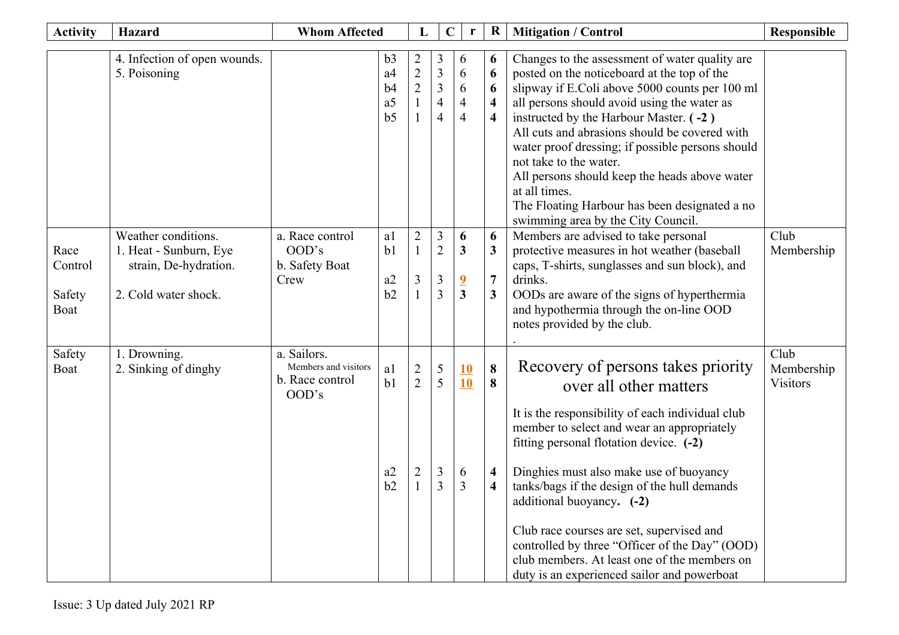| Activity | Hazard | Whom Affected | | L | C | r | R | Mitigation / Control | Responsible |
|---|---|---|---|---|---|---|---|---|---|
| | 4. Infection of open wounds.<br>5. Poisoning | | b3<br>a4<br>b4<br>a5<br>b5 | 2<br>2<br>2<br>1<br>1 | 3<br>3<br>3<br>4<br>4 | 6<br>6<br>6<br>4<br>4 | **6**<br>**6**<br>**6**<br>**4**<br>**4** | Changes to the assessment of water quality are posted on the noticeboard at the top of the slipway if E.Coli above 5000 counts per 100 ml all persons should avoid using the water as instructed by the Harbour Master. **( -2 )**<br>All cuts and abrasions should be covered with water proof dressing; if possible persons should not take to the water.<br>All persons should keep the heads above water at all times.<br>The Floating Harbour has been designated a no swimming area by the City Council. | |
| Race Control<br><br>Safety Boat | Weather conditions.<br>1. Heat - Sunburn, Eye strain, De-hydration.<br><br>2. Cold water shock. | a. Race control OOD's<br>b. Safety Boat Crew | a1<br>b1<br><br>a2<br>b2 | 2<br>1<br><br>3<br>1 | 3<br>2<br><br>3<br>3 | **6**<br>**3**<br><br>**9**<br>**3** | **6**<br>**3**<br><br>**7**<br>**3** | Members are advised to take personal protective measures in hot weather (baseball caps, T-shirts, sunglasses and sun block), and drinks.<br>OODs are aware of the signs of hyperthermia and hypothermia through the on-line OOD notes provided by the club.<br>. | Club Membership |
| Safety Boat | 1. Drowning.<br>2. Sinking of dinghy | a. Sailors.<br>Members and visitors<br>b. Race control OOD's | a1<br>b1<br><br><br><br>a2<br>b2 | 2<br>2<br><br><br><br>2<br>1 | 5<br>5<br><br><br><br>3<br>3 | **10**<br>**10**<br><br><br><br>6<br>3 | **8**<br>**8**<br><br><br><br>**4**<br>**4** | Recovery of persons takes priority over all other matters<br><br>It is the responsibility of each individual club member to select and wear an appropriately fitting personal flotation device. **(-2)**<br><br>Dinghies must also make use of buoyancy tanks/bags if the design of the hull demands additional buoyancy. **(-2)**<br><br>Club race courses are set, supervised and controlled by three "Officer of the Day" (OOD) club members. At least one of the members on duty is an experienced sailor and powerboat | Club Membership Visitors |

Issue: 3 Up dated July 2021 RP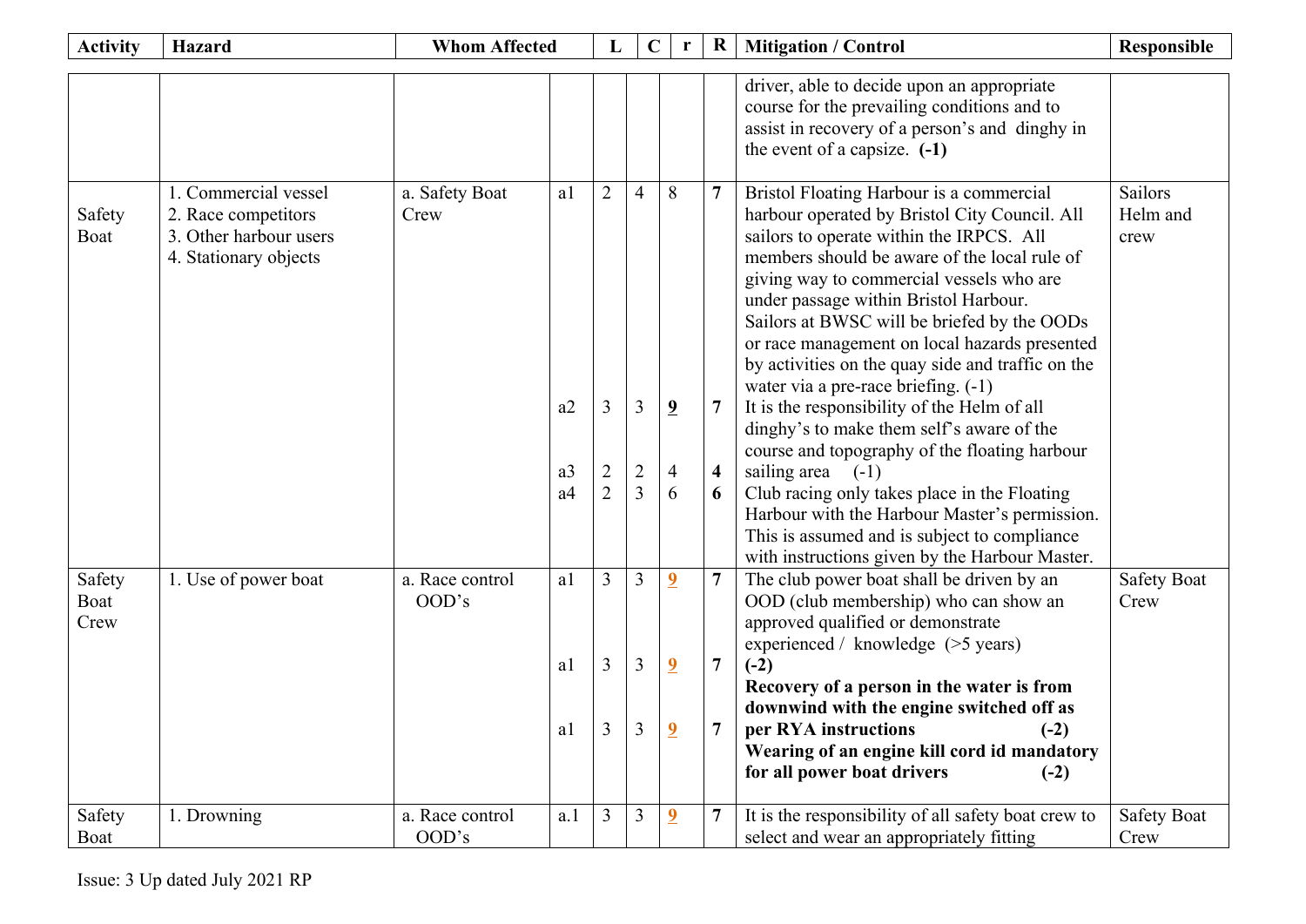| Activity | Hazard | Whom Affected | | L | C | r | R | Mitigation / Control | Responsible |
|---|---|---|---|---|---|---|---|---|---|
| | | | | | | | | driver, able to decide upon an appropriate course for the prevailing conditions and to assist in recovery of a person's and dinghy in the event of a capsize. **(-1)** | |
| Safety Boat | 1. Commercial vessel<br>2. Race competitors<br>3. Other harbour users<br>4. Stationary objects | a. Safety Boat Crew | a1<br><br>a2<br><br>a3<br>a4 | 2<br><br>3<br><br>2<br>2 | 4<br><br>3<br><br>2<br>3 | 8<br><br>**9**<br><br>4<br>6 | **7**<br><br>**7**<br><br>**4**<br>**6** | Bristol Floating Harbour is a commercial harbour operated by Bristol City Council. All sailors to operate within the IRPCS. All members should be aware of the local rule of giving way to commercial vessels who are under passage within Bristol Harbour.<br>Sailors at BWSC will be briefed by the OODs or race management on local hazards presented by activities on the quay side and traffic on the water via a pre-race briefing. (-1)<br>It is the responsibility of the Helm of all dinghy's to make them self's aware of the course and topography of the floating harbour sailing area (-1)<br>Club racing only takes place in the Floating Harbour with the Harbour Master's permission. This is assumed and is subject to compliance with instructions given by the Harbour Master. | Sailors Helm and crew |
| Safety Boat Crew | 1. Use of power boat | a. Race control OOD's | a1<br><br>a1<br><br>a1 | 3<br><br>3<br><br>3 | 3<br><br>3<br><br>3 | **9**<br><br>**9**<br><br>**9** | **7**<br><br>**7**<br><br>**7** | The club power boat shall be driven by an OOD (club membership) who can show an approved qualified or demonstrate experienced / knowledge (>5 years) **(-2)**<br>**Recovery of a person in the water is from downwind with the engine switched off as per RYA instructions (-2)**<br>**Wearing of an engine kill cord id mandatory for all power boat drivers (-2)** | Safety Boat Crew |
| Safety Boat | 1. Drowning | a. Race control OOD's | a.1 | 3 | 3 | **9** | **7** | It is the responsibility of all safety boat crew to select and wear an appropriately fitting | Safety Boat Crew |

Issue: 3 Up dated July 2021 RP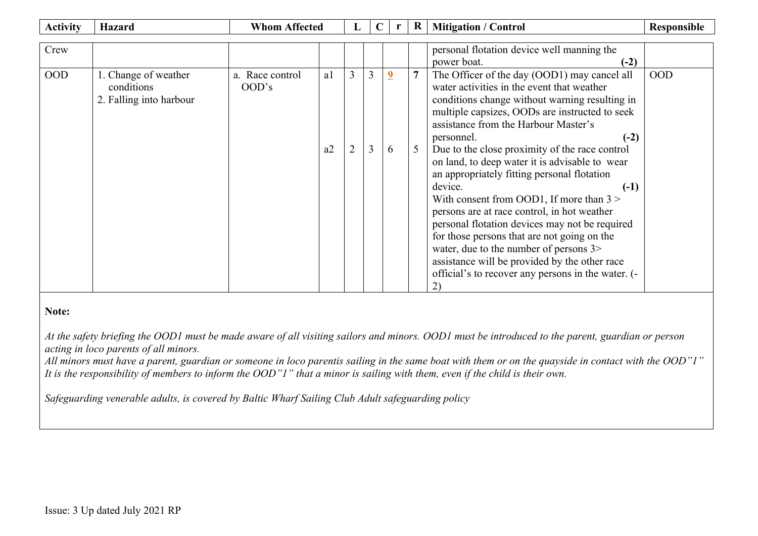| Activity | Hazard | Whom Affected | | L | C | r | R | Mitigation / Control | Responsible |
|---|---|---|---|---|---|---|---|---|---|
| Crew | | | | | | | | personal flotation device well manning the power boat. **(-2)** | |
| OOD | 1. Change of weather conditions<br>2. Falling into harbour | a. Race control OOD's | a1 | 3 | 3 | 9 | **7** | The Officer of the day (OOD1) may cancel all water activities in the event that weather conditions change without warning resulting in multiple capsizes, OODs are instructed to seek assistance from the Harbour Master's personnel. **(-2)** | OOD |
| | | | a2 | 2 | 3 | 6 | 5 | Due to the close proximity of the race control on land, to deep water it is advisable to wear an appropriately fitting personal flotation device. **(-1)**<br>With consent from OOD1, If more than 3 > persons are at race control, in hot weather personal flotation devices may not be required for those persons that are not going on the water, due to the number of persons 3> assistance will be provided by the other race official's to recover any persons in the water. (-2) | |

**Note:**

*At the safety briefing the OOD1 must be made aware of all visiting sailors and minors. OOD1 must be introduced to the parent, guardian or person acting in loco parents of all minors.*
*All minors must have a parent, guardian or someone in loco parentis sailing in the same boat with them or on the quayside in contact with the OOD"1"*
*It is the responsibility of members to inform the OOD"1" that a minor is sailing with them, even if the child is their own.*

*Safeguarding venerable adults, is covered by Baltic Wharf Sailing Club Adult safeguarding policy*

Issue: 3 Up dated July 2021 RP